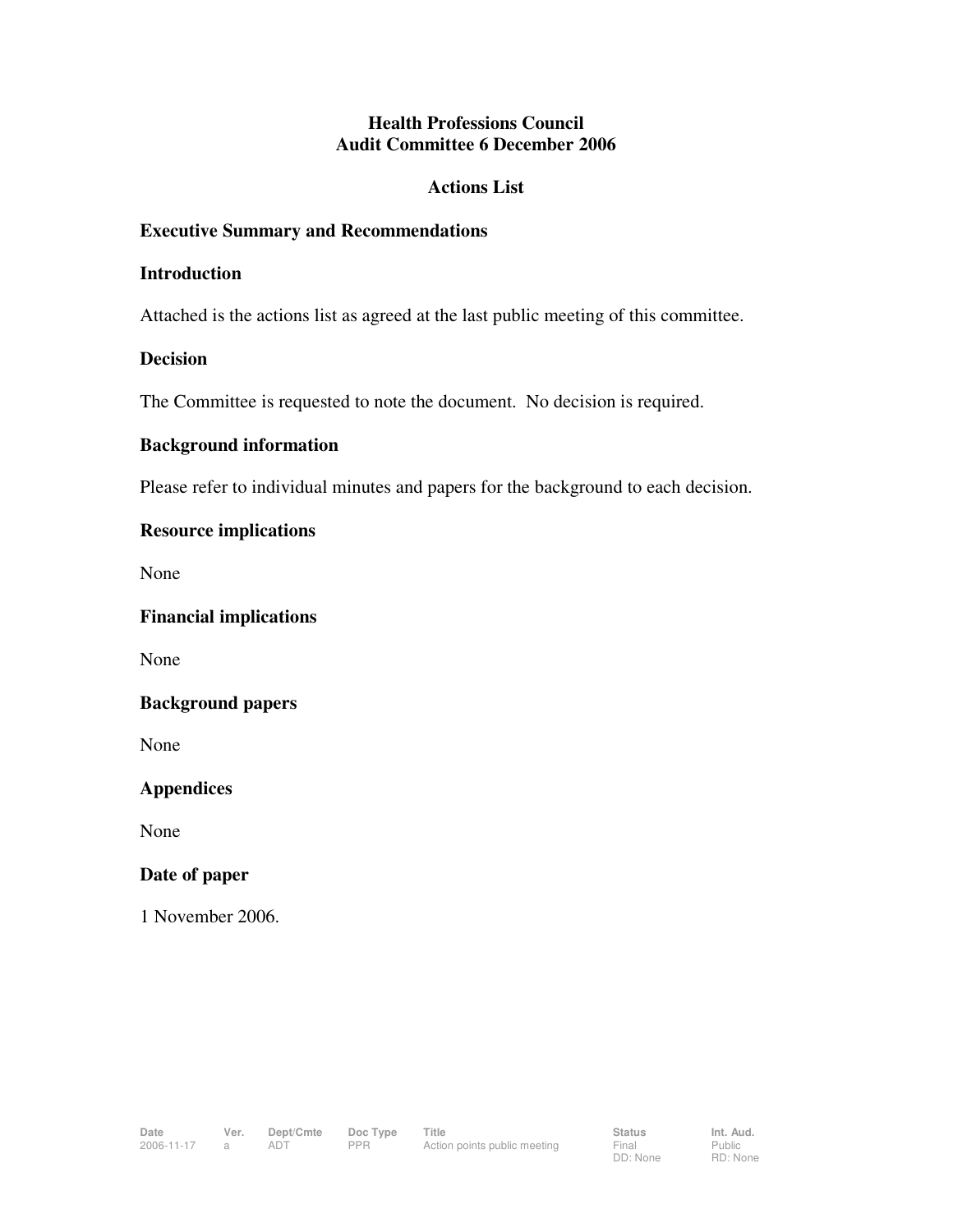# Health Professions Council
# Audit Committee 6 December 2006

## Actions List

### Executive Summary and Recommendations

### Introduction

Attached is the actions list as agreed at the last public meeting of this committee.

### Decision

The Committee is requested to note the document. No decision is required.

### Background information

Please refer to individual minutes and papers for the background to each decision.

### Resource implications

None

### Financial implications

None

### Background papers

None

### Appendices

None

### Date of paper

1 November 2006.

| Date | Ver. | Dept/Cmte | Doc Type | Title | Status | Int. Aud. |
|---|---|---|---|---|---|---|
| 2006-11-17 | a | ADT | PPR | Action points public meeting | Final<br>DD: None | Public<br>RD: None |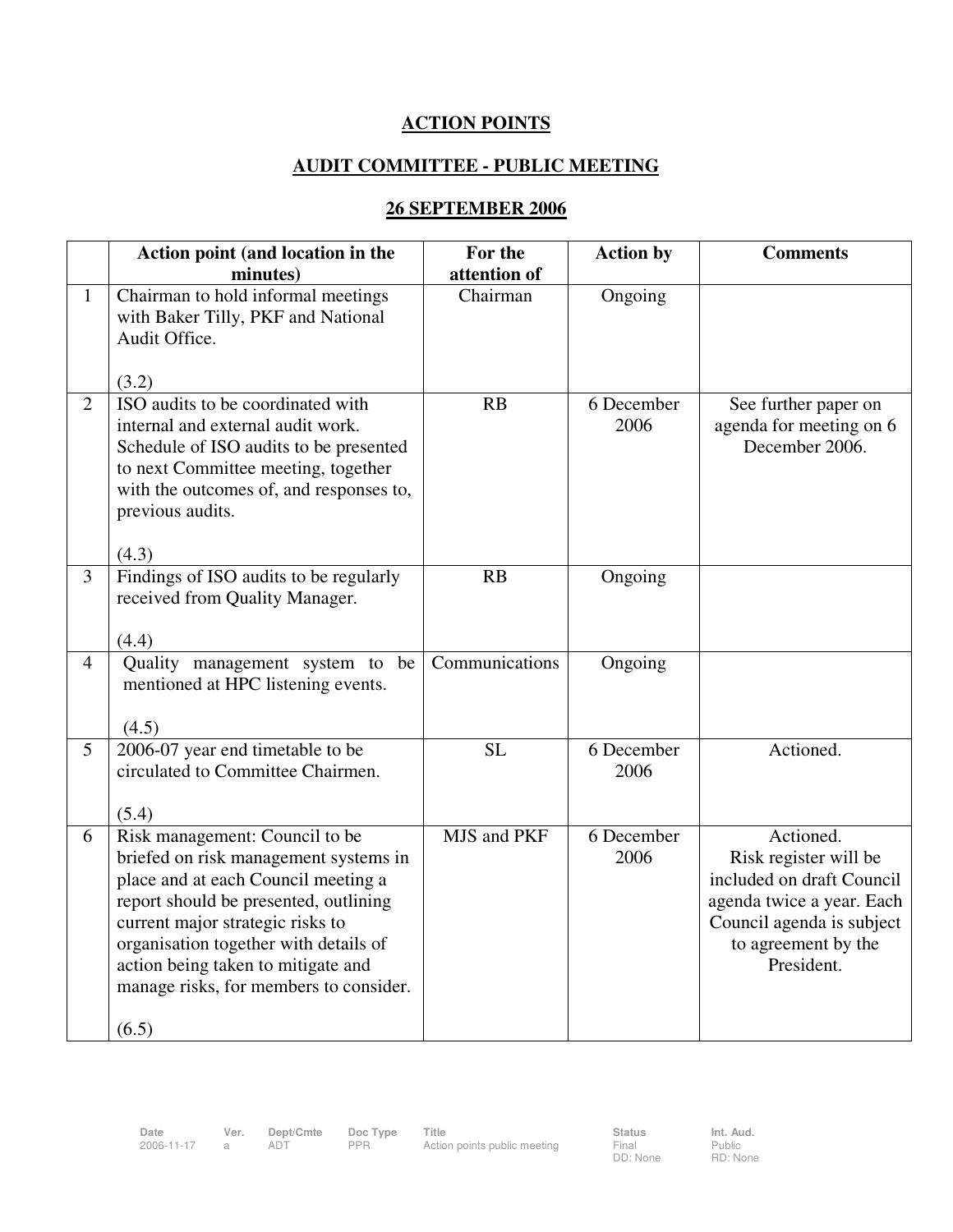**ACTION POINTS**

**AUDIT COMMITTEE - PUBLIC MEETING**

**26 SEPTEMBER 2006**

| | Action point (and location in the minutes) | For the attention of | Action by | Comments |
|---|---|---|---|---|
| 1 | Chairman to hold informal meetings with Baker Tilly, PKF and National Audit Office. (3.2) | Chairman | Ongoing | |
| 2 | ISO audits to be coordinated with internal and external audit work. Schedule of ISO audits to be presented to next Committee meeting, together with the outcomes of, and responses to, previous audits. (4.3) | RB | 6 December 2006 | See further paper on agenda for meeting on 6 December 2006. |
| 3 | Findings of ISO audits to be regularly received from Quality Manager. (4.4) | RB | Ongoing | |
| 4 | Quality management system to be mentioned at HPC listening events. (4.5) | Communications | Ongoing | |
| 5 | 2006-07 year end timetable to be circulated to Committee Chairmen. (5.4) | SL | 6 December 2006 | Actioned. |
| 6 | Risk management: Council to be briefed on risk management systems in place and at each Council meeting a report should be presented, outlining current major strategic risks to organisation together with details of action being taken to mitigate and manage risks, for members to consider. (6.5) | MJS and PKF | 6 December 2006 | Actioned. Risk register will be included on draft Council agenda twice a year. Each Council agenda is subject to agreement by the President. |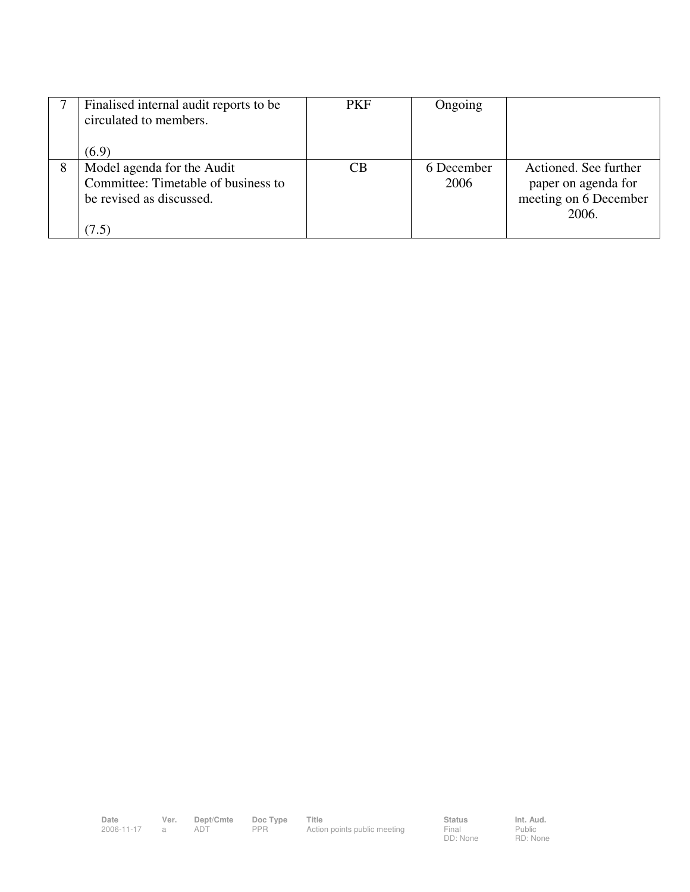| | | | | |
|---|---|---|---|---|
| 7 | Finalised internal audit reports to be circulated to members.<br><br>(6.9) | PKF | Ongoing | |
| 8 | Model agenda for the Audit Committee: Timetable of business to be revised as discussed.<br><br>(7.5) | CB | 6 December 2006 | Actioned. See further paper on agenda for meeting on 6 December 2006. |